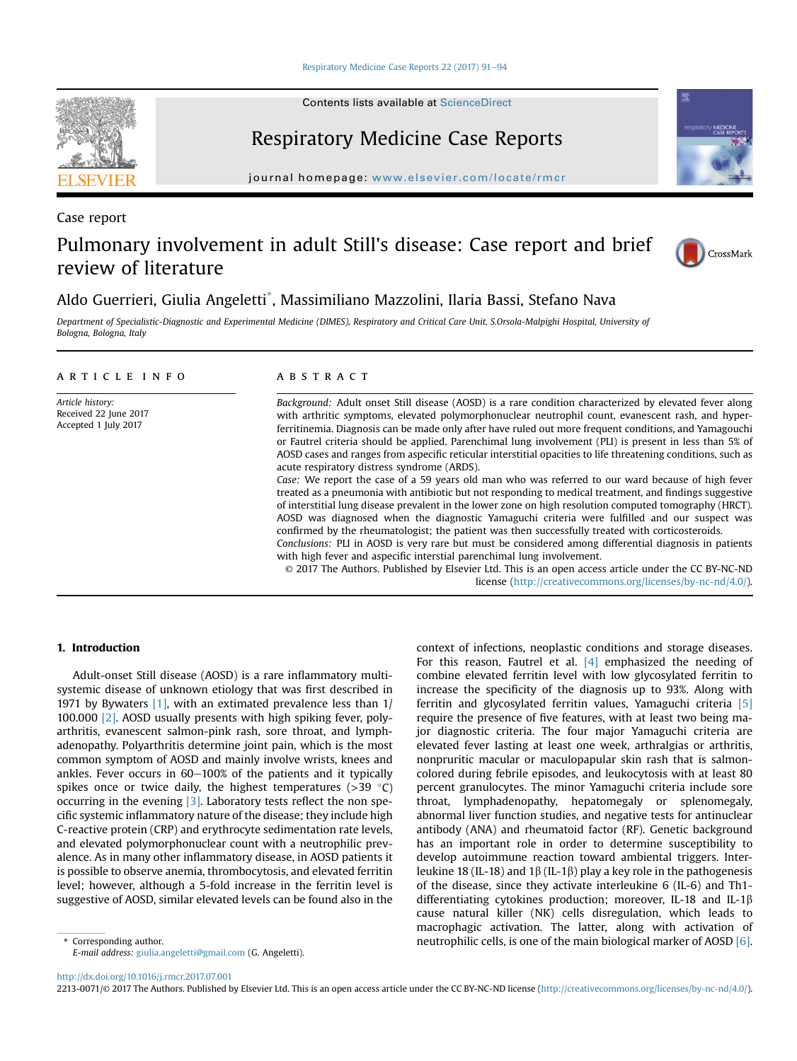Case report

# Pulmonary involvement in adult Still's disease: Case report and brief review of literature

Aldo Guerrieri, Giulia Angeletti*, Massimiliano Mazzolini, Ilaria Bassi, Stefano Nava

*Department of Specialistic-Diagnostic and Experimental Medicine (DIMES), Respiratory and Critical Care Unit, S.Orsola-Malpighi Hospital, University of Bologna, Bologna, Italy*

**ARTICLE INFO**

*Article history:*
Received 22 June 2017
Accepted 1 July 2017

**ABSTRACT**

*Background:* Adult onset Still disease (AOSD) is a rare condition characterized by elevated fever along with arthritic symptoms, elevated polymorphonuclear neutrophil count, evanescent rash, and hyperferritinemia. Diagnosis can be made only after have ruled out more frequent conditions, and Yamagouchi or Fautrel criteria should be applied. Parenchimal lung involvement (PLI) is present in less than 5% of AOSD cases and ranges from aspecific reticular interstitial opacities to life threatening conditions, such as acute respiratory distress syndrome (ARDS).

*Case:* We report the case of a 59 years old man who was referred to our ward because of high fever treated as a pneumonia with antibiotic but not responding to medical treatment, and findings suggestive of interstitial lung disease prevalent in the lower zone on high resolution computed tomography (HRCT). AOSD was diagnosed when the diagnostic Yamaguchi criteria were fulfilled and our suspect was confirmed by the rheumatologist; the patient was then successfully treated with corticosteroids.

*Conclusions:* PLI in AOSD is very rare but must be considered among differential diagnosis in patients with high fever and aspecific interstial parenchimal lung involvement.

© 2017 The Authors. Published by Elsevier Ltd. This is an open access article under the CC BY-NC-ND license (http://creativecommons.org/licenses/by-nc-nd/4.0/).

## 1. Introduction

Adult-onset Still disease (AOSD) is a rare inflammatory multisystemic disease of unknown etiology that was first described in 1971 by Bywaters [1], with an extimated prevalence less than 1/100.000 [2]. AOSD usually presents with high spiking fever, polyarthritis, evanescent salmon-pink rash, sore throat, and lymphadenopathy. Polyarthritis determine joint pain, which is the most common symptom of AOSD and mainly involve wrists, knees and ankles. Fever occurs in 60–100% of the patients and it typically spikes once or twice daily, the highest temperatures (>39 °C) occurring in the evening [3]. Laboratory tests reflect the non specific systemic inflammatory nature of the disease; they include high C-reactive protein (CRP) and erythrocyte sedimentation rate levels, and elevated polymorphonuclear count with a neutrophilic prevalence. As in many other inflammatory disease, in AOSD patients it is possible to observe anemia, thrombocytosis, and elevated ferritin level; however, although a 5-fold increase in the ferritin level is suggestive of AOSD, similar elevated levels can be found also in the context of infections, neoplastic conditions and storage diseases. For this reason, Fautrel et al. [4] emphasized the needing of combine elevated ferritin level with low glycosylated ferritin to increase the specificity of the diagnosis up to 93%. Along with ferritin and glycosylated ferritin values, Yamaguchi criteria [5] require the presence of five features, with at least two being major diagnostic criteria. The four major Yamaguchi criteria are elevated fever lasting at least one week, arthralgias or arthritis, nonpruritic macular or maculopapular skin rash that is salmon-colored during febrile episodes, and leukocytosis with at least 80 percent granulocytes. The minor Yamaguchi criteria include sore throat, lymphadenopathy, hepatomegaly or splenomegaly, abnormal liver function studies, and negative tests for antinuclear antibody (ANA) and rheumatoid factor (RF). Genetic background has an important role in order to determine susceptibility to develop autoimmune reaction toward ambiental triggers. Interleukine 18 (IL-18) and 1β (IL-1β) play a key role in the pathogenesis of the disease, since they activate interleukine 6 (IL-6) and Th1-differentiating cytokines production; moreover, IL-18 and IL-1β cause natural killer (NK) cells disregulation, which leads to macrophagic activation. The latter, along with activation of neutrophilic cells, is one of the main biological marker of AOSD [6].

* Corresponding author.
E-mail address: giulia.angeletti@gmail.com (G. Angeletti).

http://dx.doi.org/10.1016/j.rmcr.2017.07.001
2213-0071/© 2017 The Authors. Published by Elsevier Ltd. This is an open access article under the CC BY-NC-ND license (http://creativecommons.org/licenses/by-nc-nd/4.0/).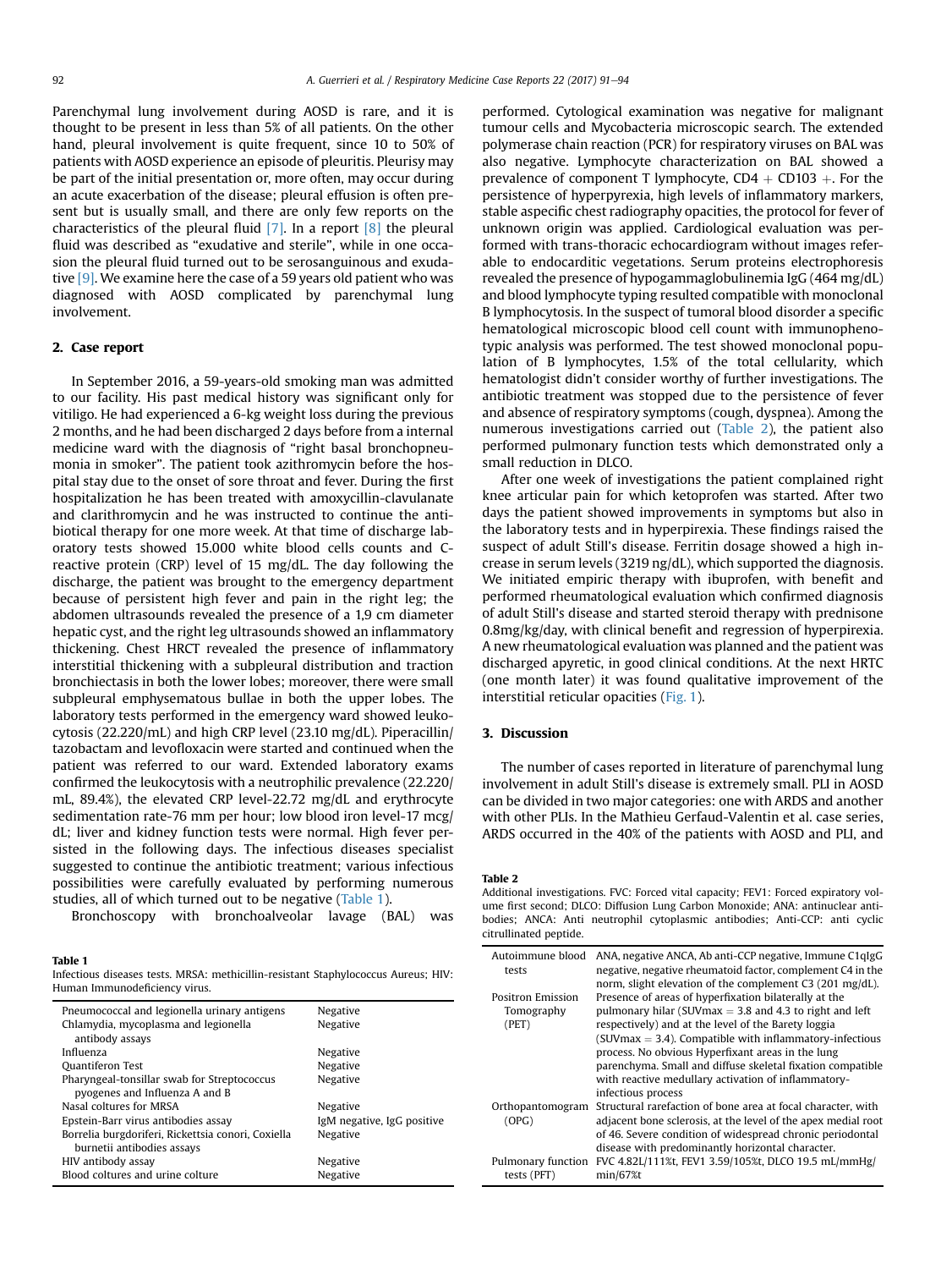Parenchymal lung involvement during AOSD is rare, and it is thought to be present in less than 5% of all patients. On the other hand, pleural involvement is quite frequent, since 10 to 50% of patients with AOSD experience an episode of pleuritis. Pleurisy may be part of the initial presentation or, more often, may occur during an acute exacerbation of the disease; pleural effusion is often present but is usually small, and there are only few reports on the characteristics of the pleural fluid [7]. In a report [8] the pleural fluid was described as "exudative and sterile", while in one occasion the pleural fluid turned out to be serosanguinous and exudative [9]. We examine here the case of a 59 years old patient who was diagnosed with AOSD complicated by parenchymal lung involvement.

## 2. Case report

In September 2016, a 59-years-old smoking man was admitted to our facility. His past medical history was significant only for vitiligo. He had experienced a 6-kg weight loss during the previous 2 months, and he had been discharged 2 days before from a internal medicine ward with the diagnosis of "right basal bronchopneumonia in smoker". The patient took azithromycin before the hospital stay due to the onset of sore throat and fever. During the first hospitalization he has been treated with amoxycillin-clavulanate and clarithromycin and he was instructed to continue the antibiotical therapy for one more week. At that time of discharge laboratory tests showed 15.000 white blood cells counts and C-reactive protein (CRP) level of 15 mg/dL. The day following the discharge, the patient was brought to the emergency department because of persistent high fever and pain in the right leg; the abdomen ultrasounds revealed the presence of a 1,9 cm diameter hepatic cyst, and the right leg ultrasounds showed an inflammatory thickening. Chest HRCT revealed the presence of inflammatory interstitial thickening with a subpleural distribution and traction bronchiectasis in both the lower lobes; moreover, there were small subpleural emphysematous bullae in both the upper lobes. The laboratory tests performed in the emergency ward showed leukocytosis (22.220/mL) and high CRP level (23.10 mg/dL). Piperacillin/tazobactam and levofloxacin were started and continued when the patient was referred to our ward. Extended laboratory exams confirmed the leukocytosis with a neutrophilic prevalence (22.220/mL, 89.4%), the elevated CRP level-22.72 mg/dL and erythrocyte sedimentation rate-76 mm per hour; low blood iron level-17 mcg/dL; liver and kidney function tests were normal. High fever persisted in the following days. The infectious diseases specialist suggested to continue the antibiotic treatment; various infectious possibilities were carefully evaluated by performing numerous studies, all of which turned out to be negative (Table 1).

Bronchoscopy with bronchoalveolar lavage (BAL) was performed. Cytological examination was negative for malignant tumour cells and Mycobacteria microscopic search. The extended polymerase chain reaction (PCR) for respiratory viruses on BAL was also negative. Lymphocyte characterization on BAL showed a prevalence of component T lymphocyte, CD4 + CD103 +. For the persistence of hyperpyrexia, high levels of inflammatory markers, stable aspecific chest radiography opacities, the protocol for fever of unknown origin was applied. Cardiological evaluation was performed with trans-thoracic echocardiogram without images referable to endocarditic vegetations. Serum proteins electrophoresis revealed the presence of hypogammaglobulinemia IgG (464 mg/dL) and blood lymphocyte typing resulted compatible with monoclonal B lymphocytosis. In the suspect of tumoral blood disorder a specific hematological microscopic blood cell count with immunophenotypic analysis was performed. The test showed monoclonal population of B lymphocytes, 1.5% of the total cellularity, which hematologist didn't consider worthy of further investigations. The antibiotic treatment was stopped due to the persistence of fever and absence of respiratory symptoms (cough, dyspnea). Among the numerous investigations carried out (Table 2), the patient also performed pulmonary function tests which demonstrated only a small reduction in DLCO.

After one week of investigations the patient complained right knee articular pain for which ketoprofen was started. After two days the patient showed improvements in symptoms but also in the laboratory tests and in hyperpyrexia. These findings raised the suspect of adult Still's disease. Ferritin dosage showed a high increase in serum levels (3219 ng/dL), which supported the diagnosis. We initiated empiric therapy with ibuprofen, with benefit and performed rheumatological evaluation which confirmed diagnosis of adult Still's disease and started steroid therapy with prednisone 0.8mg/kg/day, with clinical benefit and regression of hyperpirexia. A new rheumatological evaluation was planned and the patient was discharged apyretic, in good clinical conditions. At the next HRTC (one month later) it was found qualitative improvement of the interstitial reticular opacities (Fig. 1).

**Table 1**
Infectious diseases tests. MRSA: methicillin-resistant Staphylococcus Aureus; HIV: Human Immunodeficiency virus.

| | |
|---|---|
| Pneumococcal and legionella urinary antigens | Negative |
| Chlamydia, mycoplasma and legionella antibody assays | Negative |
| Influenza | Negative |
| Quantiferon Test | Negative |
| Pharyngeal-tonsillar swab for Streptococcus pyogenes and Influenza A and B | Negative |
| Nasal coltures for MRSA | Negative |
| Epstein-Barr virus antibodies assay | IgM negative, IgG positive |
| Borrelia burgdoriferi, Rickettsia conori, Coxiella burnetii antibodies assays | Negative |
| HIV antibody assay | Negative |
| Blood coltures and urine colture | Negative |

## 3. Discussion

The number of cases reported in literature of parenchymal lung involvement in adult Still's disease is extremely small. PLI in AOSD can be divided in two major categories: one with ARDS and another with other PLIs. In the Mathieu Gerfaud-Valentin et al. case series, ARDS occurred in the 40% of the patients with AOSD and PLI, and

**Table 2**
Additional investigations. FVC: Forced vital capacity; FEV1: Forced expiratory volume first second; DLCO: Diffusion Lung Carbon Monoxide; ANA: antinuclear antibodies; ANCA: Anti neutrophil cytoplasmic antibodies; Anti-CCP: anti cyclic citrullinated peptide.

| | |
|---|---|
| Autoimmune blood tests | ANA, negative ANCA, Ab anti-CCP negative, Immune C1qIgG negative, negative rheumatoid factor, complement C4 in the norm, slight elevation of the complement C3 (201 mg/dL). |
| Positron Emission Tomography (PET) | Presence of areas of hyperfixation bilaterally at the pulmonary hilar (SUVmax = 3.8 and 4.3 to right and left respectively) and at the level of the Barety loggia (SUVmax = 3.4). Compatible with inflammatory-infectious process. No obvious Hyperfixant areas in the lung parenchyma. Small and diffuse skeletal fixation compatible with reactive medullary activation of inflammatory-infectious process |
| Orthopantomogram (OPG) | Structural rarefaction of bone area at focal character, with adjacent bone sclerosis, at the level of the apex medial root of 46. Severe condition of widespread chronic periodontal disease with predominantly horizontal character. |
| Pulmonary function tests (PFT) | FVC 4.82L/111%t, FEV1 3.59/105%t, DLCO 19.5 mL/mmHg/min/67%t |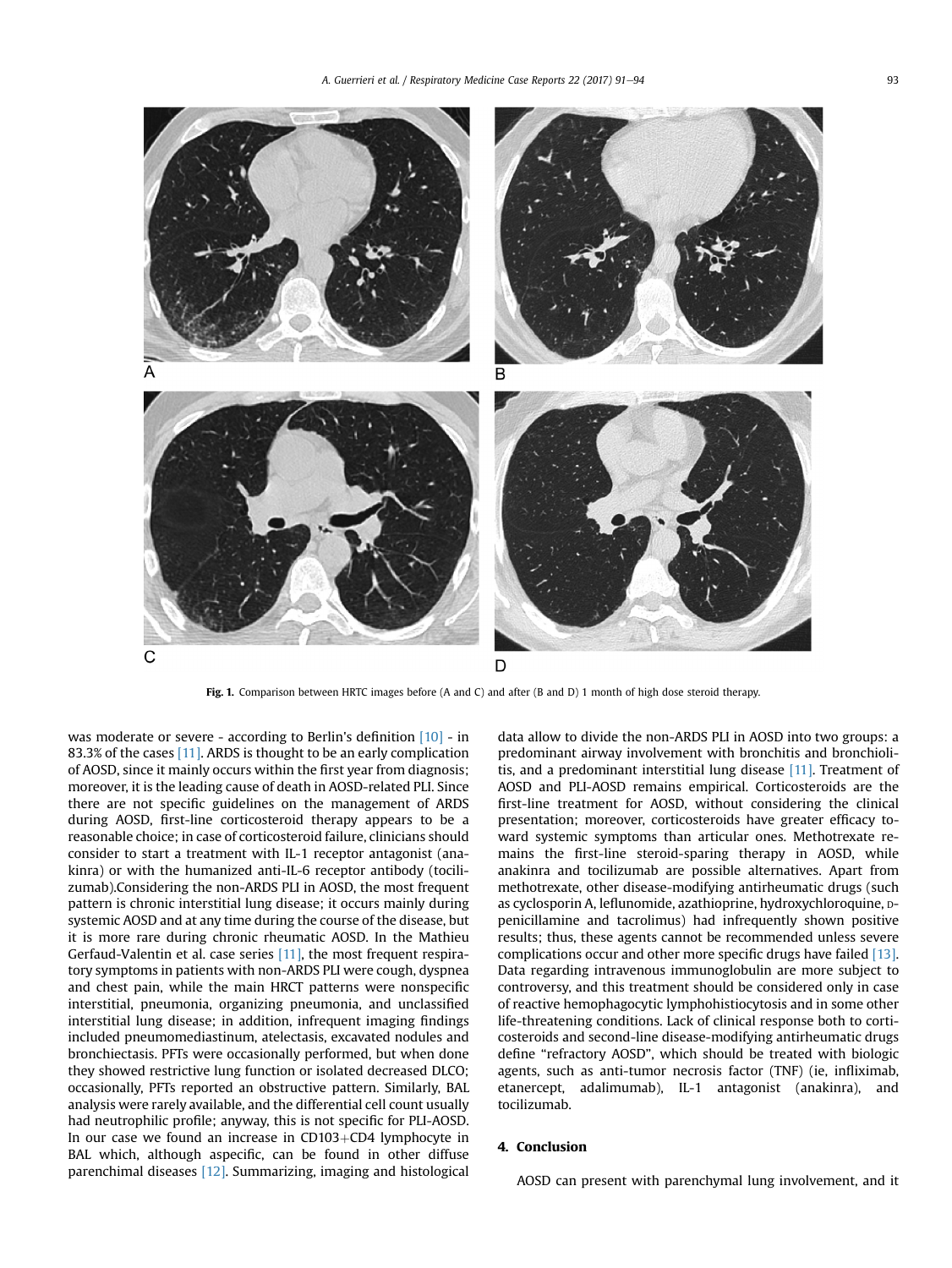Fig. 1. Comparison between HRTC images before (A and C) and after (B and D) 1 month of high dose steroid therapy.

was moderate or severe - according to Berlin's definition [10] - in 83.3% of the cases [11]. ARDS is thought to be an early complication of AOSD, since it mainly occurs within the first year from diagnosis; moreover, it is the leading cause of death in AOSD-related PLI. Since there are not specific guidelines on the management of ARDS during AOSD, first-line corticosteroid therapy appears to be a reasonable choice; in case of corticosteroid failure, clinicians should consider to start a treatment with IL-1 receptor antagonist (anakinra) or with the humanized anti-IL-6 receptor antibody (tocilizumab).Considering the non-ARDS PLI in AOSD, the most frequent pattern is chronic interstitial lung disease; it occurs mainly during systemic AOSD and at any time during the course of the disease, but it is more rare during chronic rheumatic AOSD. In the Mathieu Gerfaud-Valentin et al. case series [11], the most frequent respiratory symptoms in patients with non-ARDS PLI were cough, dyspnea and chest pain, while the main HRCT patterns were nonspecific interstitial, pneumonia, organizing pneumonia, and unclassified interstitial lung disease; in addition, infrequent imaging findings included pneumomediastinum, atelectasis, excavated nodules and bronchiectasis. PFTs were occasionally performed, but when done they showed restrictive lung function or isolated decreased DLCO; occasionally, PFTs reported an obstructive pattern. Similarly, BAL analysis were rarely available, and the differential cell count usually had neutrophilic profile; anyway, this is not specific for PLI-AOSD. In our case we found an increase in CD103+CD4 lymphocyte in BAL which, although aspecific, can be found in other diffuse parenchimal diseases [12]. Summarizing, imaging and histological data allow to divide the non-ARDS PLI in AOSD into two groups: a predominant airway involvement with bronchitis and bronchiolitis, and a predominant interstitial lung disease [11]. Treatment of AOSD and PLI-AOSD remains empirical. Corticosteroids are the first-line treatment for AOSD, without considering the clinical presentation; moreover, corticosteroids have greater efficacy toward systemic symptoms than articular ones. Methotrexate remains the first-line steroid-sparing therapy in AOSD, while anakinra and tocilizumab are possible alternatives. Apart from methotrexate, other disease-modifying antirheumatic drugs (such as cyclosporin A, leflunomide, azathioprine, hydroxychloroquine, D-penicillamine and tacrolimus) had infrequently shown positive results; thus, these agents cannot be recommended unless severe complications occur and other more specific drugs have failed [13]. Data regarding intravenous immunoglobulin are more subject to controversy, and this treatment should be considered only in case of reactive hemophagocytic lymphohistiocytosis and in some other life-threatening conditions. Lack of clinical response both to corticosteroids and second-line disease-modifying antirheumatic drugs define "refractory AOSD", which should be treated with biologic agents, such as anti-tumor necrosis factor (TNF) (ie, infliximab, etanercept, adalimumab), IL-1 antagonist (anakinra), and tocilizumab.

## 4. Conclusion

AOSD can present with parenchymal lung involvement, and it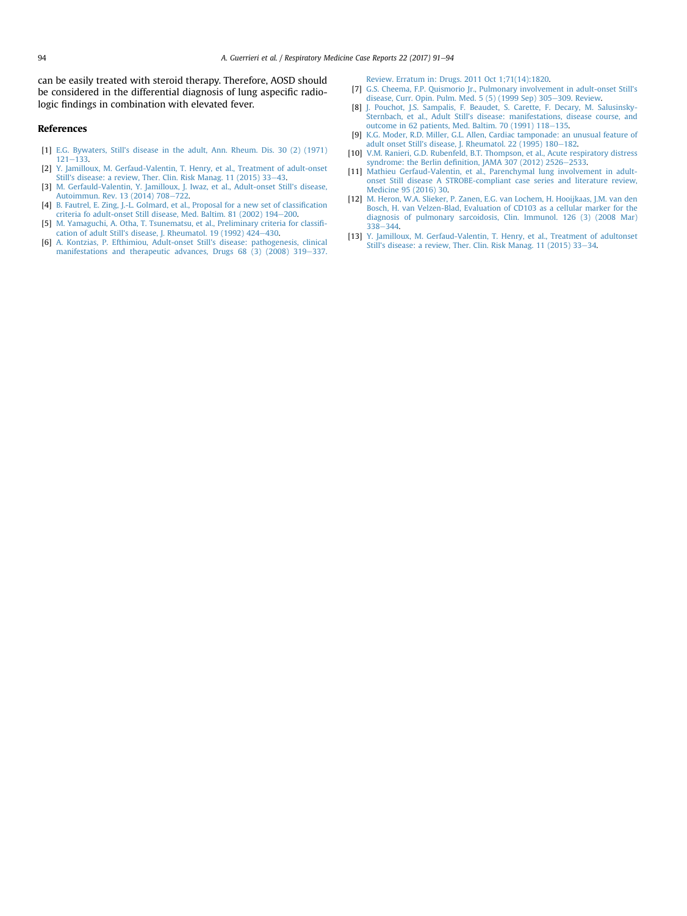can be easily treated with steroid therapy. Therefore, AOSD should be considered in the differential diagnosis of lung aspecific radiologic findings in combination with elevated fever.

## References

[1] E.G. Bywaters, Still's disease in the adult, Ann. Rheum. Dis. 30 (2) (1971) 121–133.

[2] Y. Jamilloux, M. Gerfaud-Valentin, T. Henry, et al., Treatment of adult-onset Still's disease: a review, Ther. Clin. Risk Manag. 11 (2015) 33–43.

[3] M. Gerfauld-Valentin, Y. Jamilloux, J. Iwaz, et al., Adult-onset Still's disease, Autoimmun. Rev. 13 (2014) 708–722.

[4] B. Fautrel, E. Zing, J.-L. Golmard, et al., Proposal for a new set of classification criteria fo adult-onset Still disease, Med. Baltim. 81 (2002) 194–200.

[5] M. Yamaguchi, A. Otha, T. Tsunematsu, et al., Preliminary criteria for classification of adult Still's disease, J. Rheumatol. 19 (1992) 424–430.

[6] A. Kontzias, P. Efthimiou, Adult-onset Still's disease: pathogenesis, clinical manifestations and therapeutic advances, Drugs 68 (3) (2008) 319–337. Review. Erratum in: Drugs. 2011 Oct 1;71(14):1820.

[7] G.S. Cheema, F.P. Quismorio Jr., Pulmonary involvement in adult-onset Still's disease, Curr. Opin. Pulm. Med. 5 (5) (1999 Sep) 305–309. Review.

[8] J. Pouchot, J.S. Sampalis, F. Beaudet, S. Carette, F. Decary, M. Salusinsky-Sternbach, et al., Adult Still's disease: manifestations, disease course, and outcome in 62 patients, Med. Baltim. 70 (1991) 118–135.

[9] K.G. Moder, R.D. Miller, G.L. Allen, Cardiac tamponade: an unusual feature of adult onset Still's disease, J. Rheumatol. 22 (1995) 180–182.

[10] V.M. Ranieri, G.D. Rubenfeld, B.T. Thompson, et al., Acute respiratory distress syndrome: the Berlin definition, JAMA 307 (2012) 2526–2533.

[11] Mathieu Gerfaud-Valentin, et al., Parenchymal lung involvement in adult-onset Still disease A STROBE-compliant case series and literature review, Medicine 95 (2016) 30.

[12] M. Heron, W.A. Slieker, P. Zanen, E.G. van Lochem, H. Hooijkaas, J.M. van den Bosch, H. van Velzen-Blad, Evaluation of CD103 as a cellular marker for the diagnosis of pulmonary sarcoidosis, Clin. Immunol. 126 (3) (2008 Mar) 338–344.

[13] Y. Jamilloux, M. Gerfaud-Valentin, T. Henry, et al., Treatment of adultonset Still's disease: a review, Ther. Clin. Risk Manag. 11 (2015) 33–34.